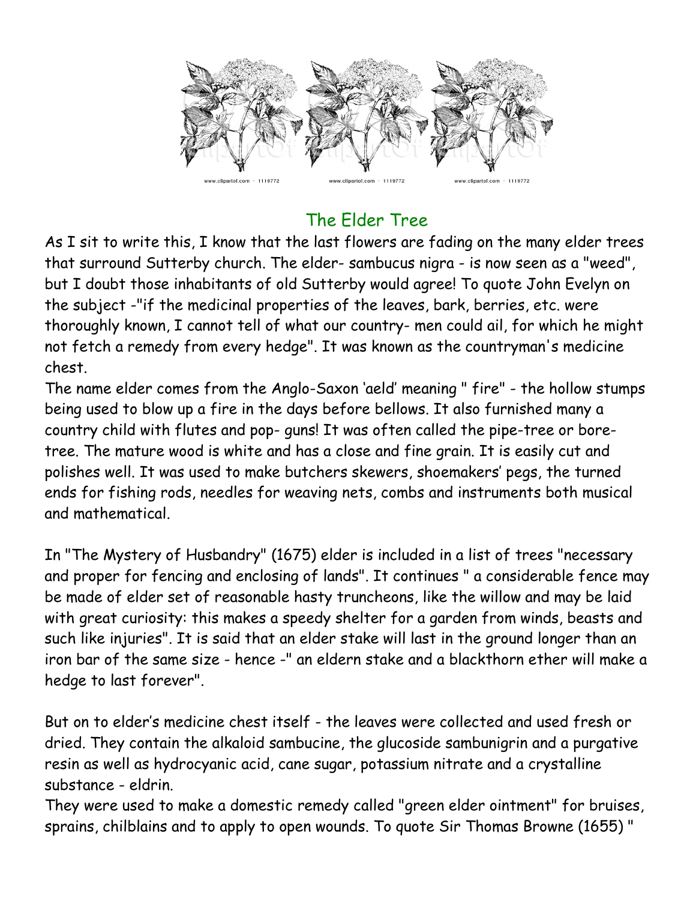# The Elder Tree

As I sit to write this, I know that the last flowers are fading on the many elder trees that surround Sutterby church. The elder- sambucus nigra - is now seen as a "weed", but I doubt those inhabitants of old Sutterby would agree! To quote John Evelyn on the subject -"if the medicinal properties of the leaves, bark, berries, etc. were thoroughly known, I cannot tell of what our country- men could ail, for which he might not fetch a remedy from every hedge". It was known as the countryman's medicine chest.

The name elder comes from the Anglo-Saxon 'aeld' meaning " fire" - the hollow stumps being used to blow up a fire in the days before bellows. It also furnished many a country child with flutes and pop- guns! It was often called the pipe-tree or bore-tree. The mature wood is white and has a close and fine grain. It is easily cut and polishes well. It was used to make butchers skewers, shoemakers' pegs, the turned ends for fishing rods, needles for weaving nets, combs and instruments both musical and mathematical.

In "The Mystery of Husbandry" (1675) elder is included in a list of trees "necessary and proper for fencing and enclosing of lands". It continues " a considerable fence may be made of elder set of reasonable hasty truncheons, like the willow and may be laid with great curiosity: this makes a speedy shelter for a garden from winds, beasts and such like injuries". It is said that an elder stake will last in the ground longer than an iron bar of the same size - hence -" an eldern stake and a blackthorn ether will make a hedge to last forever".

But on to elder's medicine chest itself - the leaves were collected and used fresh or dried. They contain the alkaloid sambucine, the glucoside sambunigrin and a purgative resin as well as hydrocyanic acid, cane sugar, potassium nitrate and a crystalline substance - eldrin.

They were used to make a domestic remedy called "green elder ointment" for bruises, sprains, chilblains and to apply to open wounds. To quote Sir Thomas Browne (1655) "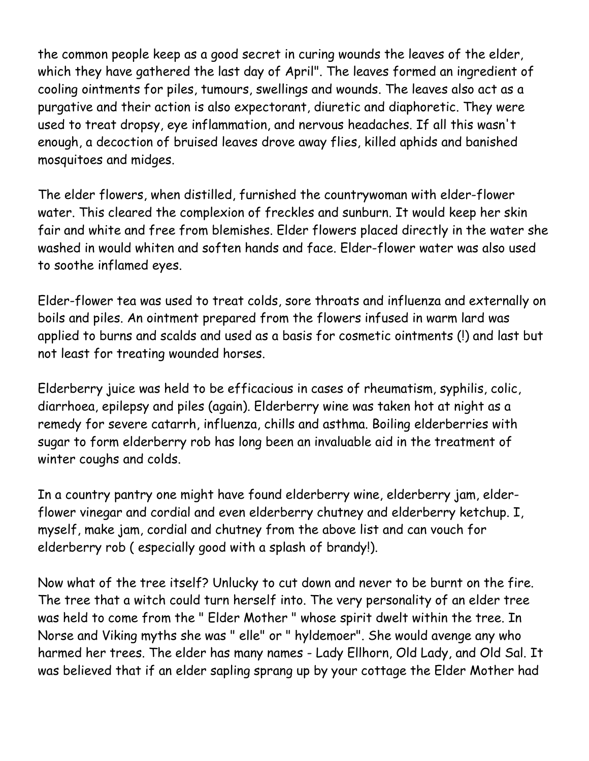the common people keep as a good secret in curing wounds the leaves of the elder, which they have gathered the last day of April". The leaves formed an ingredient of cooling ointments for piles, tumours, swellings and wounds. The leaves also act as a purgative and their action is also expectorant, diuretic and diaphoretic. They were used to treat dropsy, eye inflammation, and nervous headaches. If all this wasn't enough, a decoction of bruised leaves drove away flies, killed aphids and banished mosquitoes and midges.

The elder flowers, when distilled, furnished the countrywoman with elder-flower water. This cleared the complexion of freckles and sunburn. It would keep her skin fair and white and free from blemishes. Elder flowers placed directly in the water she washed in would whiten and soften hands and face. Elder-flower water was also used to soothe inflamed eyes.

Elder-flower tea was used to treat colds, sore throats and influenza and externally on boils and piles. An ointment prepared from the flowers infused in warm lard was applied to burns and scalds and used as a basis for cosmetic ointments (!) and last but not least for treating wounded horses.

Elderberry juice was held to be efficacious in cases of rheumatism, syphilis, colic, diarrhoea, epilepsy and piles (again). Elderberry wine was taken hot at night as a remedy for severe catarrh, influenza, chills and asthma. Boiling elderberries with sugar to form elderberry rob has long been an invaluable aid in the treatment of winter coughs and colds.

In a country pantry one might have found elderberry wine, elderberry jam, elder-flower vinegar and cordial and even elderberry chutney and elderberry ketchup. I, myself, make jam, cordial and chutney from the above list and can vouch for elderberry rob ( especially good with a splash of brandy!).

Now what of the tree itself? Unlucky to cut down and never to be burnt on the fire. The tree that a witch could turn herself into. The very personality of an elder tree was held to come from the " Elder Mother " whose spirit dwelt within the tree. In Norse and Viking myths she was " elle" or " hyldemoer". She would avenge any who harmed her trees. The elder has many names - Lady Ellhorn, Old Lady, and Old Sal. It was believed that if an elder sapling sprang up by your cottage the Elder Mother had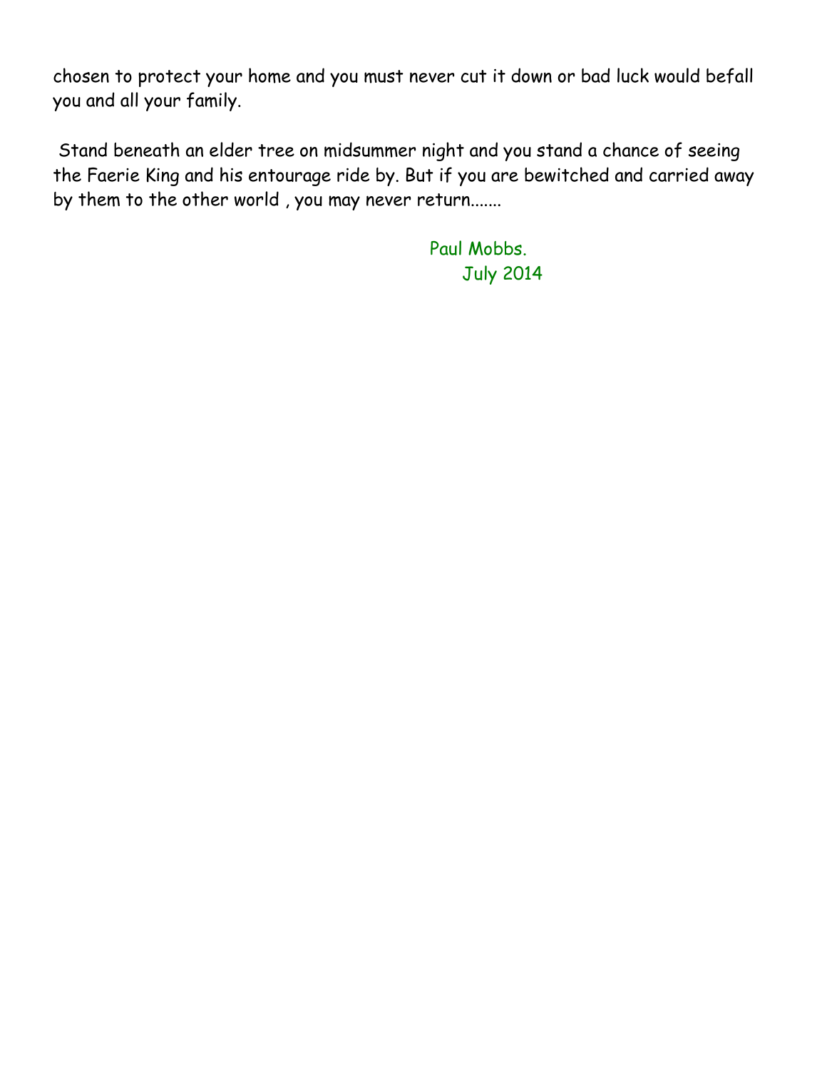chosen to protect your home and you must never cut it down or bad luck would befall you and all your family.

Stand beneath an elder tree on midsummer night and you stand a chance of seeing the Faerie King and his entourage ride by. But if you are bewitched and carried away by them to the other world , you may never return.......

Paul Mobbs.
July 2014